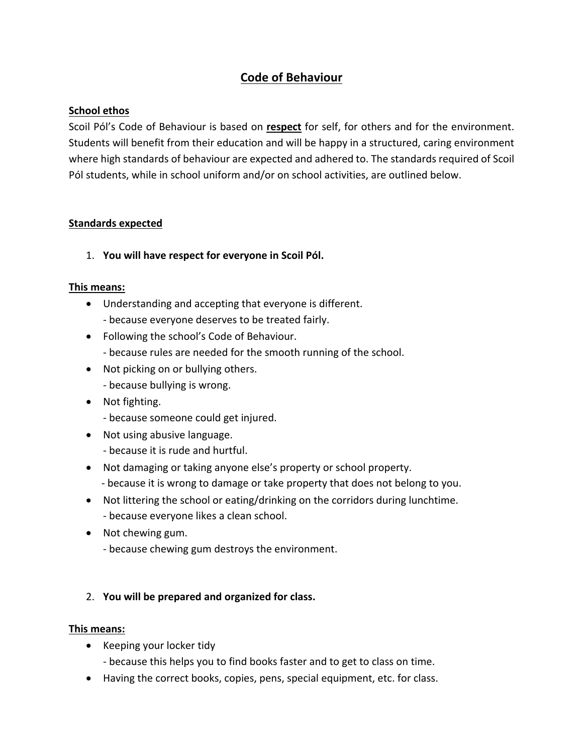# Code of Behaviour

**School ethos**

Scoil Pól's Code of Behaviour is based on **respect** for self, for others and for the environment. Students will benefit from their education and will be happy in a structured, caring environment where high standards of behaviour are expected and adhered to. The standards required of Scoil Pól students, while in school uniform and/or on school activities, are outlined below.

**Standards expected**

1. **You will have respect for everyone in Scoil Pól.**

**This means:**

- Understanding and accepting that everyone is different.
  - because everyone deserves to be treated fairly.
- Following the school's Code of Behaviour.
  - because rules are needed for the smooth running of the school.
- Not picking on or bullying others.
  - because bullying is wrong.
- Not fighting.
  - because someone could get injured.
- Not using abusive language.
  - because it is rude and hurtful.
- Not damaging or taking anyone else's property or school property.
  - because it is wrong to damage or take property that does not belong to you.
- Not littering the school or eating/drinking on the corridors during lunchtime.
  - because everyone likes a clean school.
- Not chewing gum.
  - because chewing gum destroys the environment.

2. **You will be prepared and organized for class.**

**This means:**

- Keeping your locker tidy
  - because this helps you to find books faster and to get to class on time.
- Having the correct books, copies, pens, special equipment, etc. for class.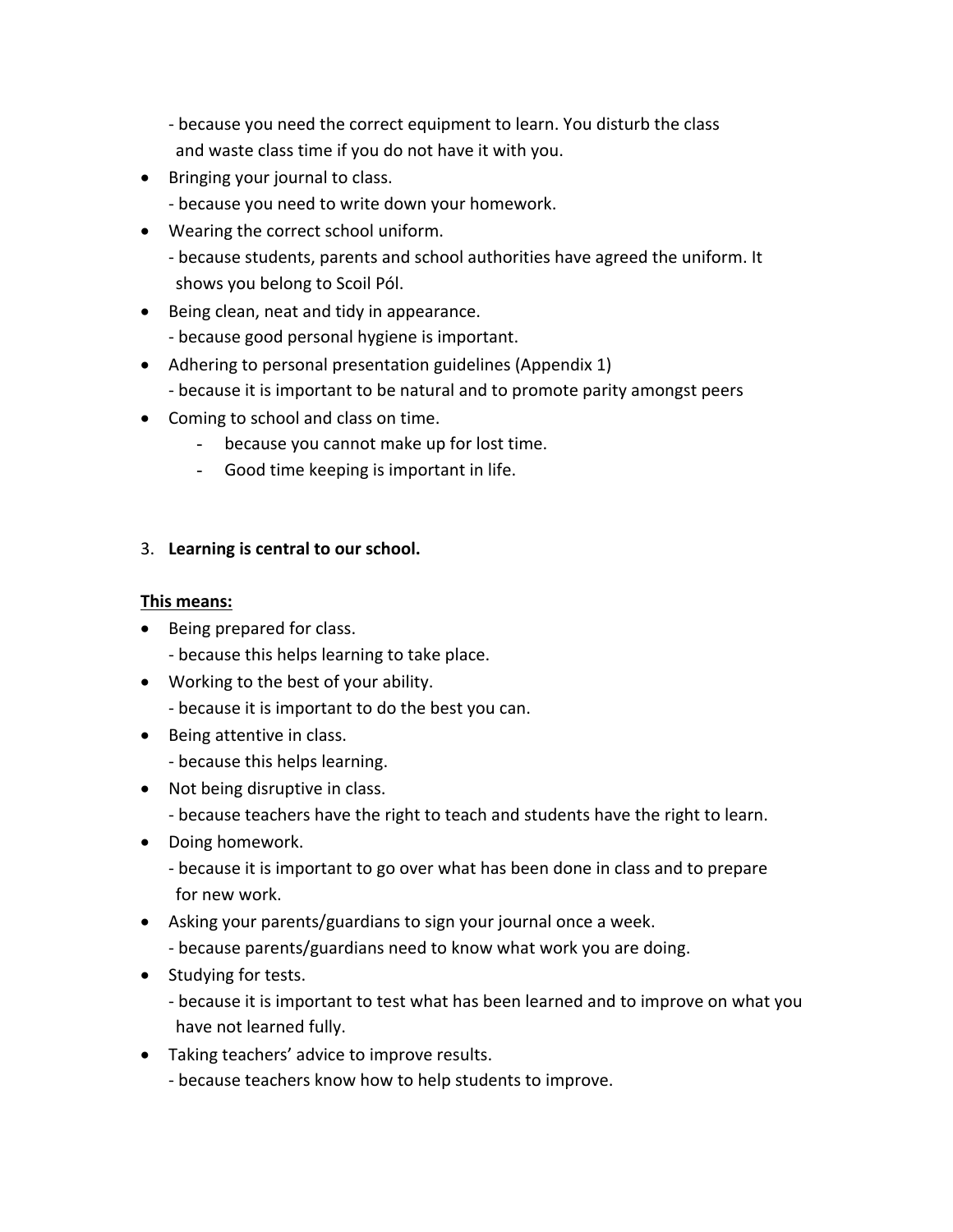- because you need the correct equipment to learn. You disturb the class and waste class time if you do not have it with you.

- Bringing your journal to class.
  - because you need to write down your homework.
- Wearing the correct school uniform.
  - because students, parents and school authorities have agreed the uniform. It shows you belong to Scoil Pól.
- Being clean, neat and tidy in appearance.
  - because good personal hygiene is important.
- Adhering to personal presentation guidelines (Appendix 1)
  - because it is important to be natural and to promote parity amongst peers
- Coming to school and class on time.
  - because you cannot make up for lost time.
  - Good time keeping is important in life.

3. **Learning is central to our school.**

**<u>This means:</u>**

- Being prepared for class.
  - because this helps learning to take place.
- Working to the best of your ability.
  - because it is important to do the best you can.
- Being attentive in class.
  - because this helps learning.
- Not being disruptive in class.
  - because teachers have the right to teach and students have the right to learn.
- Doing homework.
  - because it is important to go over what has been done in class and to prepare for new work.
- Asking your parents/guardians to sign your journal once a week.
  - because parents/guardians need to know what work you are doing.
- Studying for tests.
  - because it is important to test what has been learned and to improve on what you have not learned fully.
- Taking teachers' advice to improve results.
  - because teachers know how to help students to improve.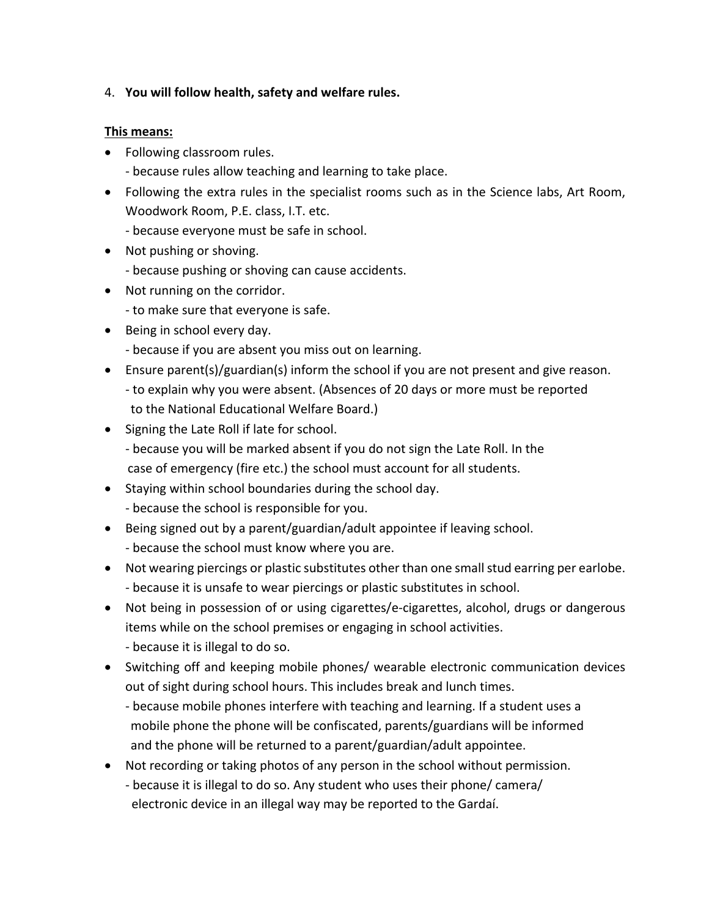4. **You will follow health, safety and welfare rules.**

<u>**This means:**</u>

- Following classroom rules.
  - because rules allow teaching and learning to take place.
- Following the extra rules in the specialist rooms such as in the Science labs, Art Room, Woodwork Room, P.E. class, I.T. etc.
  - because everyone must be safe in school.
- Not pushing or shoving.
  - because pushing or shoving can cause accidents.
- Not running on the corridor.
  - to make sure that everyone is safe.
- Being in school every day.
  - because if you are absent you miss out on learning.
- Ensure parent(s)/guardian(s) inform the school if you are not present and give reason.
  - to explain why you were absent. (Absences of 20 days or more must be reported to the National Educational Welfare Board.)
- Signing the Late Roll if late for school.
  - because you will be marked absent if you do not sign the Late Roll. In the case of emergency (fire etc.) the school must account for all students.
- Staying within school boundaries during the school day.
  - because the school is responsible for you.
- Being signed out by a parent/guardian/adult appointee if leaving school.
  - because the school must know where you are.
- Not wearing piercings or plastic substitutes other than one small stud earring per earlobe.
  - because it is unsafe to wear piercings or plastic substitutes in school.
- Not being in possession of or using cigarettes/e-cigarettes, alcohol, drugs or dangerous items while on the school premises or engaging in school activities.
  - because it is illegal to do so.
- Switching off and keeping mobile phones/ wearable electronic communication devices out of sight during school hours. This includes break and lunch times.
  - because mobile phones interfere with teaching and learning. If a student uses a mobile phone the phone will be confiscated, parents/guardians will be informed and the phone will be returned to a parent/guardian/adult appointee.
- Not recording or taking photos of any person in the school without permission.
  - because it is illegal to do so. Any student who uses their phone/ camera/ electronic device in an illegal way may be reported to the Gardaí.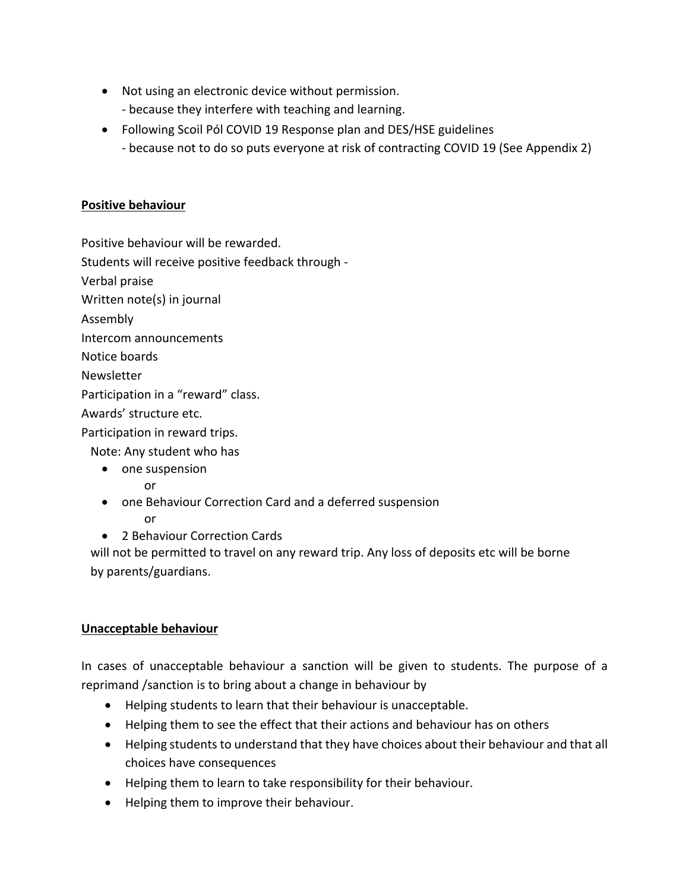- Not using an electronic device without permission.
  - because they interfere with teaching and learning.
- Following Scoil Pól COVID 19 Response plan and DES/HSE guidelines
  - because not to do so puts everyone at risk of contracting COVID 19 (See Appendix 2)

**Positive behaviour**

Positive behaviour will be rewarded.

Students will receive positive feedback through -

Verbal praise

Written note(s) in journal

Assembly

Intercom announcements

Notice boards

Newsletter

Participation in a "reward" class.

Awards' structure etc.

Participation in reward trips.

Note: Any student who has

- one suspension

  or
- one Behaviour Correction Card and a deferred suspension

  or
- 2 Behaviour Correction Cards

will not be permitted to travel on any reward trip. Any loss of deposits etc will be borne by parents/guardians.

**Unacceptable behaviour**

In cases of unacceptable behaviour a sanction will be given to students. The purpose of a reprimand /sanction is to bring about a change in behaviour by

- Helping students to learn that their behaviour is unacceptable.
- Helping them to see the effect that their actions and behaviour has on others
- Helping students to understand that they have choices about their behaviour and that all choices have consequences
- Helping them to learn to take responsibility for their behaviour.
- Helping them to improve their behaviour.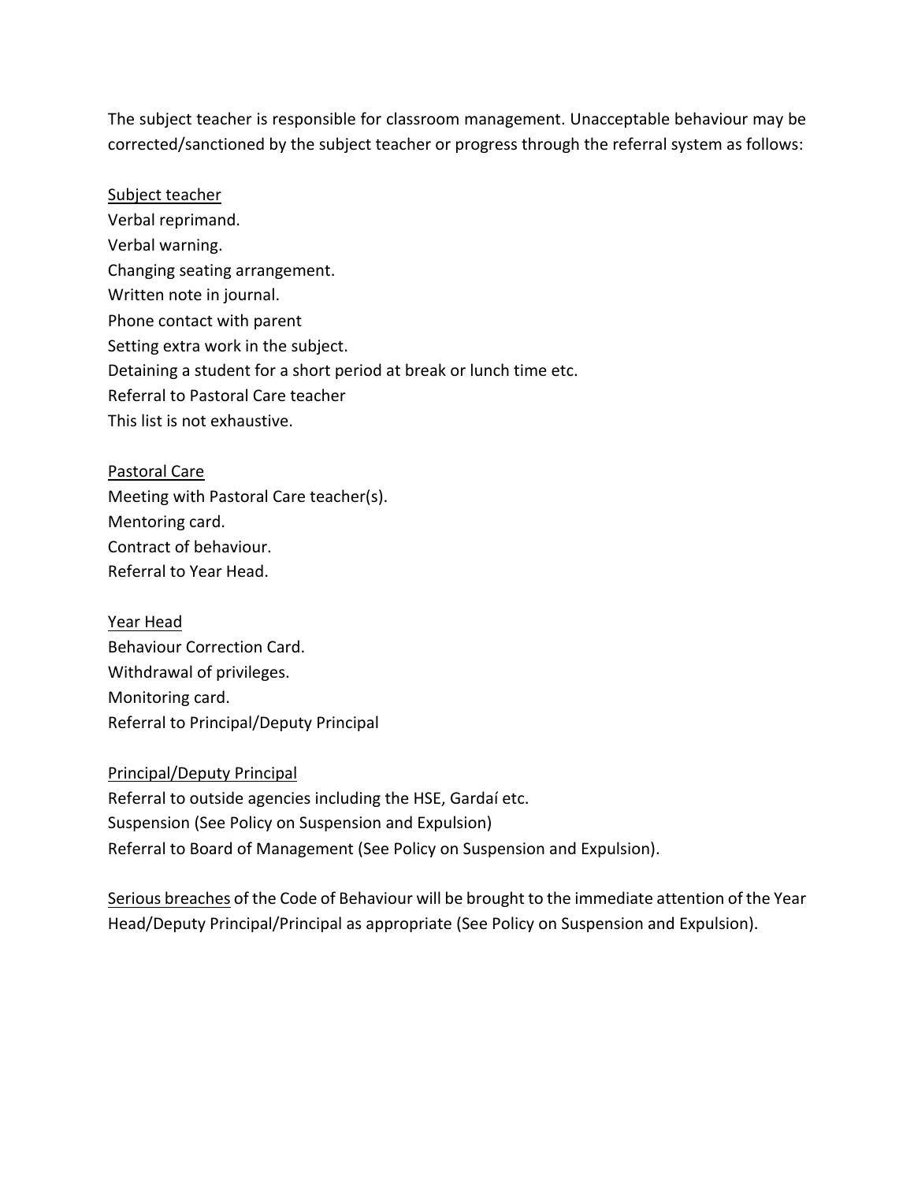The subject teacher is responsible for classroom management. Unacceptable behaviour may be corrected/sanctioned by the subject teacher or progress through the referral system as follows:

<u>Subject teacher</u>

Verbal reprimand.  
Verbal warning.  
Changing seating arrangement.  
Written note in journal.  
Phone contact with parent  
Setting extra work in the subject.  
Detaining a student for a short period at break or lunch time etc.  
Referral to Pastoral Care teacher  
This list is not exhaustive.

<u>Pastoral Care</u>

Meeting with Pastoral Care teacher(s).  
Mentoring card.  
Contract of behaviour.  
Referral to Year Head.

<u>Year Head</u>

Behaviour Correction Card.  
Withdrawal of privileges.  
Monitoring card.  
Referral to Principal/Deputy Principal

<u>Principal/Deputy Principal</u>

Referral to outside agencies including the HSE, Gardaí etc.  
Suspension (See Policy on Suspension and Expulsion)  
Referral to Board of Management (See Policy on Suspension and Expulsion).

<u>Serious breaches</u> of the Code of Behaviour will be brought to the immediate attention of the Year Head/Deputy Principal/Principal as appropriate (See Policy on Suspension and Expulsion).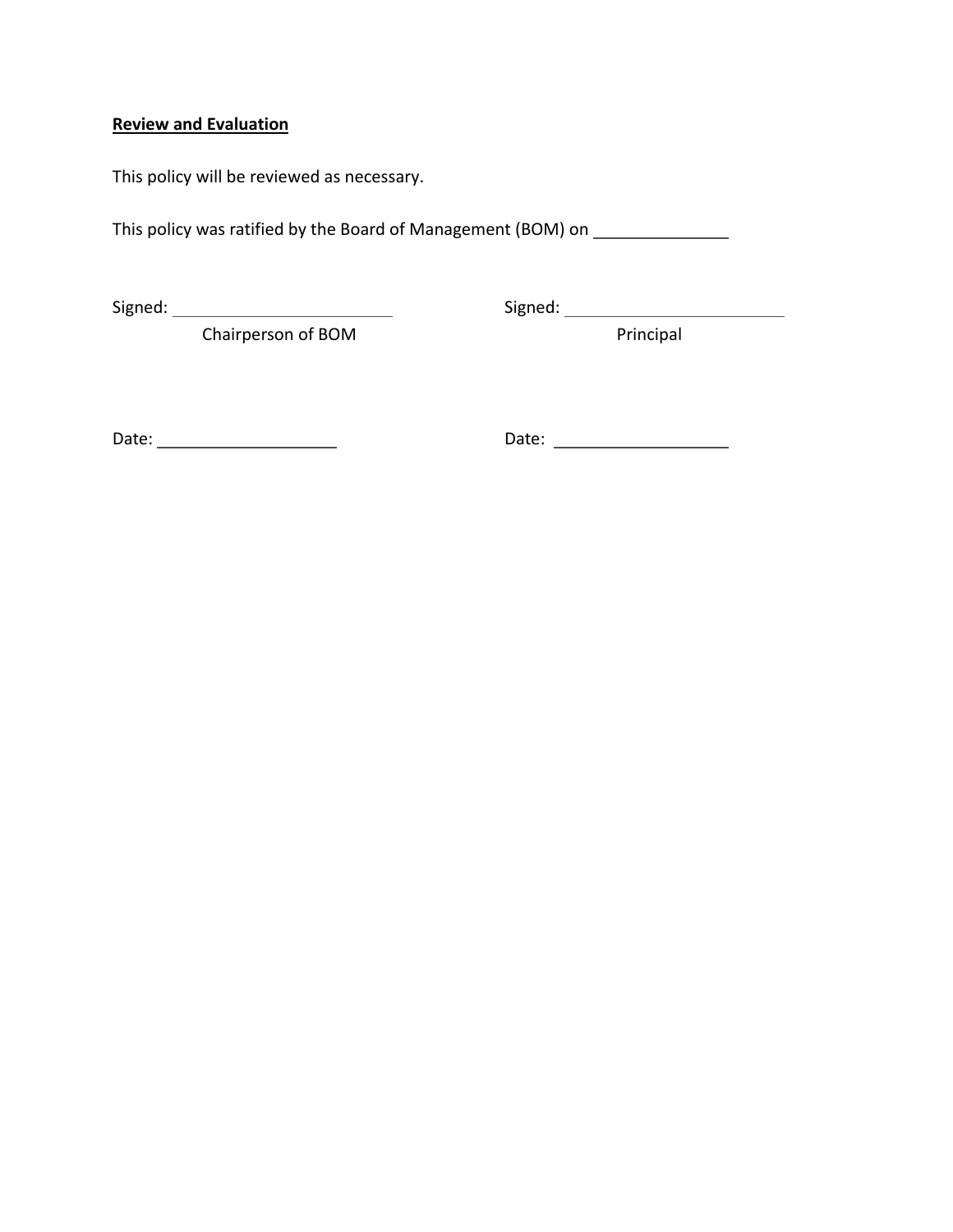**Review and Evaluation**

This policy will be reviewed as necessary.

This policy was ratified by the Board of Management (BOM) on _______________

Signed: ________________________
Chairperson of BOM

Signed: ________________________
Principal

Date: ____________________

Date: ___________________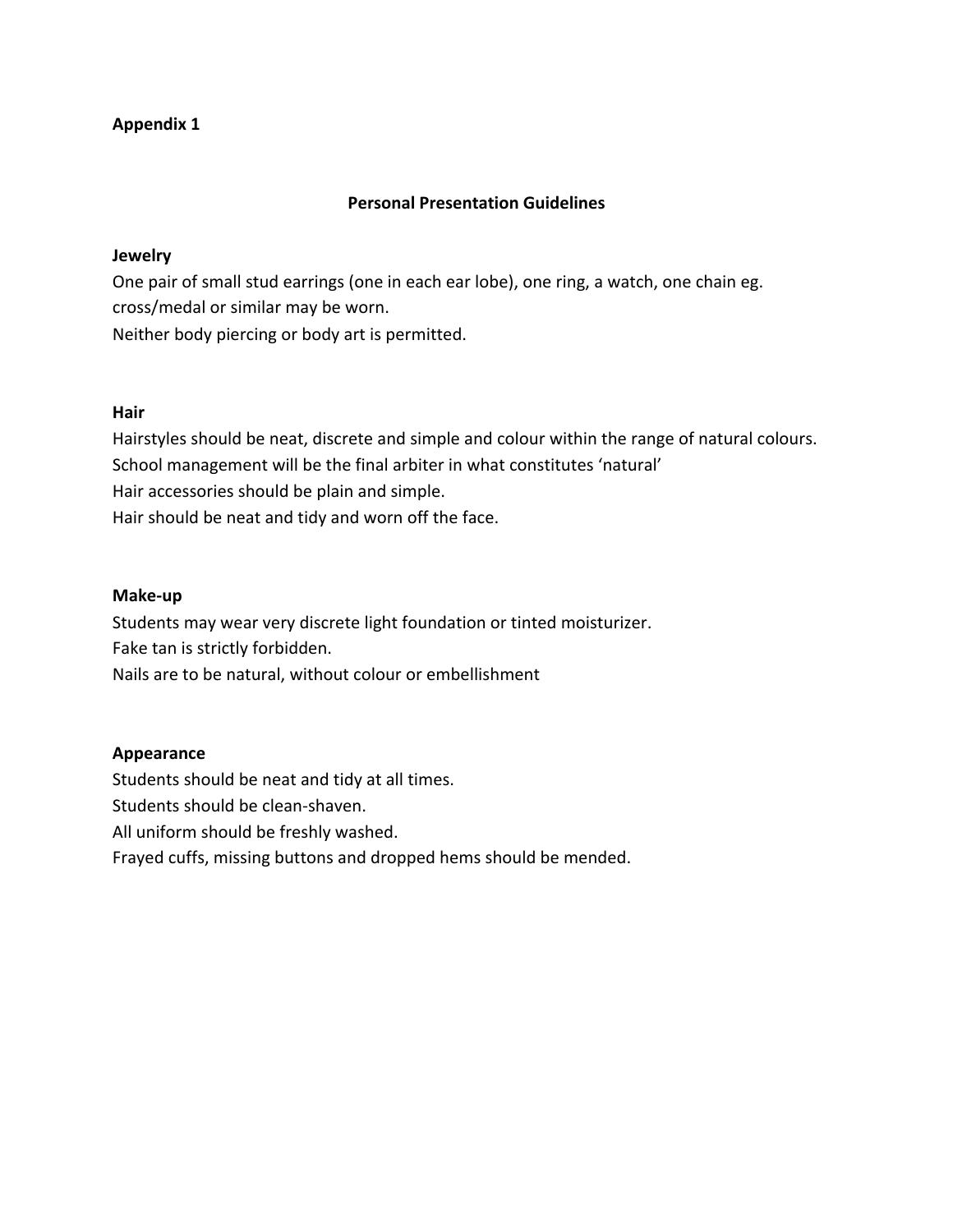**Appendix 1**

## Personal Presentation Guidelines

**Jewelry**

One pair of small stud earrings (one in each ear lobe), one ring, a watch, one chain eg. cross/medal or similar may be worn.
Neither body piercing or body art is permitted.

**Hair**

Hairstyles should be neat, discrete and simple and colour within the range of natural colours.
School management will be the final arbiter in what constitutes 'natural'
Hair accessories should be plain and simple.
Hair should be neat and tidy and worn off the face.

**Make-up**

Students may wear very discrete light foundation or tinted moisturizer.
Fake tan is strictly forbidden.
Nails are to be natural, without colour or embellishment

**Appearance**

Students should be neat and tidy at all times.
Students should be clean-shaven.
All uniform should be freshly washed.
Frayed cuffs, missing buttons and dropped hems should be mended.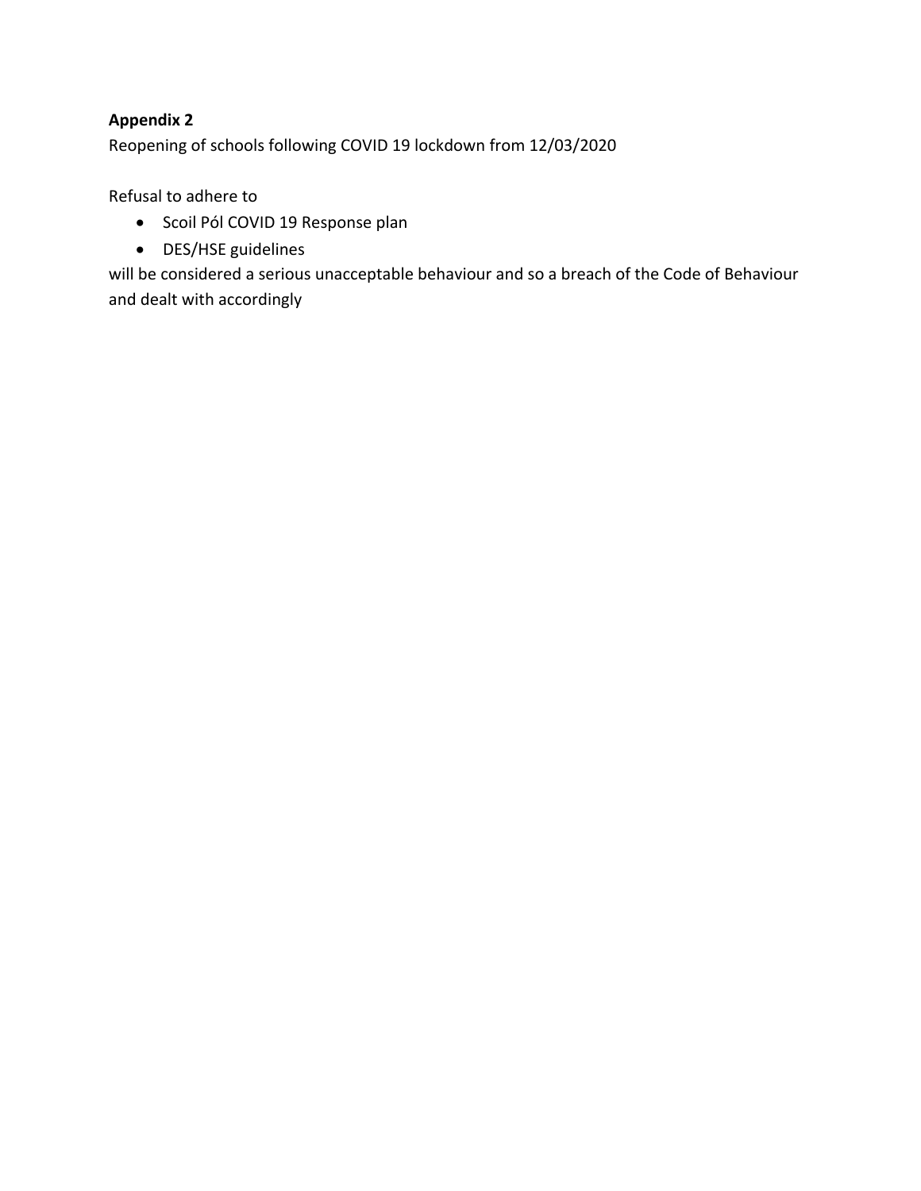**Appendix 2**

Reopening of schools following COVID 19 lockdown from 12/03/2020

Refusal to adhere to

- Scoil Pól COVID 19 Response plan
- DES/HSE guidelines

will be considered a serious unacceptable behaviour and so a breach of the Code of Behaviour and dealt with accordingly